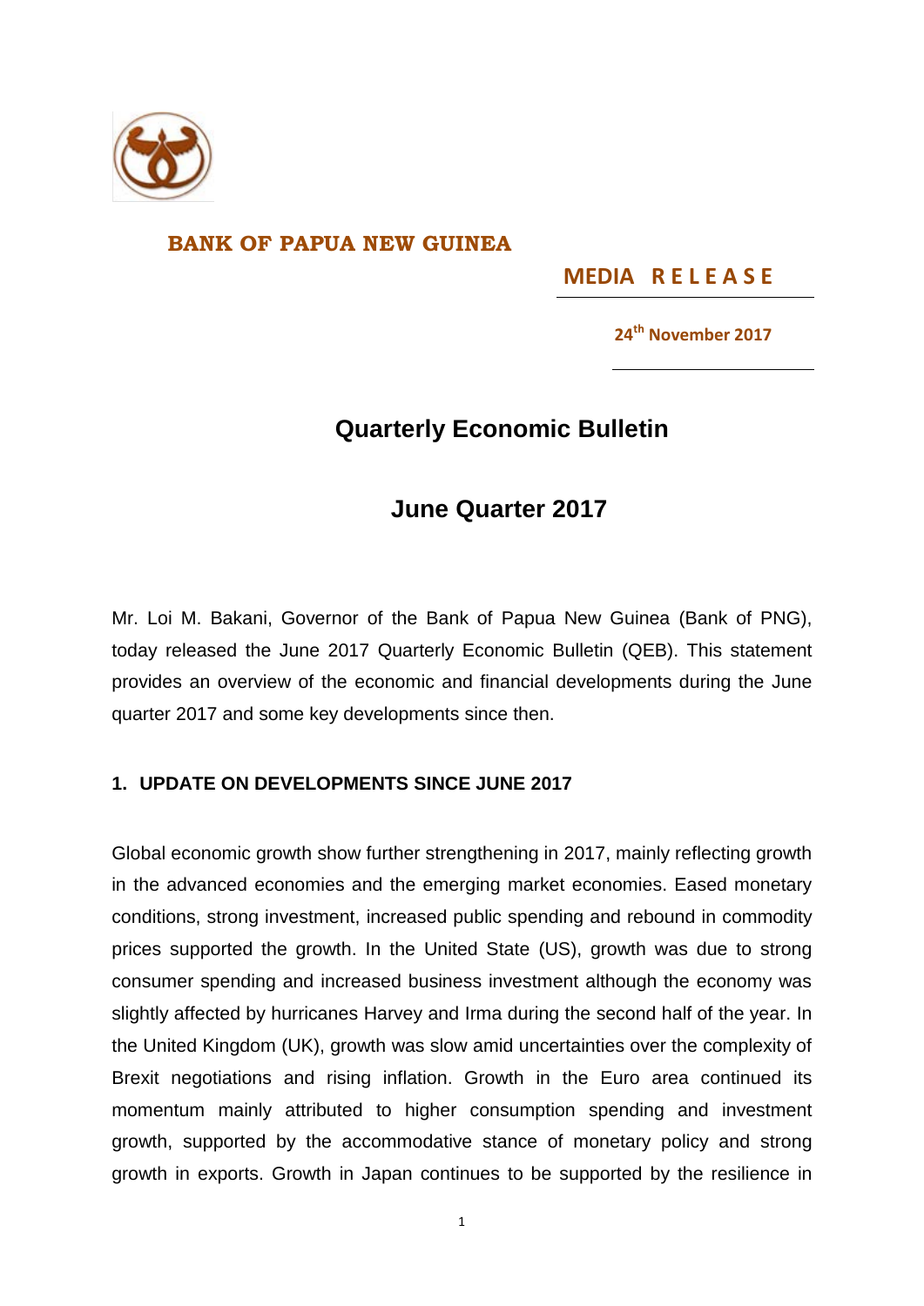**BANK OF PAPUA NEW GUINEA**

**MEDIA RELEASE**

**24th November 2017**

# Quarterly Economic Bulletin

# June Quarter 2017

Mr. Loi M. Bakani, Governor of the Bank of Papua New Guinea (Bank of PNG), today released the June 2017 Quarterly Economic Bulletin (QEB). This statement provides an overview of the economic and financial developments during the June quarter 2017 and some key developments since then.

## 1. UPDATE ON DEVELOPMENTS SINCE JUNE 2017

Global economic growth show further strengthening in 2017, mainly reflecting growth in the advanced economies and the emerging market economies. Eased monetary conditions, strong investment, increased public spending and rebound in commodity prices supported the growth. In the United State (US), growth was due to strong consumer spending and increased business investment although the economy was slightly affected by hurricanes Harvey and Irma during the second half of the year. In the United Kingdom (UK), growth was slow amid uncertainties over the complexity of Brexit negotiations and rising inflation. Growth in the Euro area continued its momentum mainly attributed to higher consumption spending and investment growth, supported by the accommodative stance of monetary policy and strong growth in exports. Growth in Japan continues to be supported by the resilience in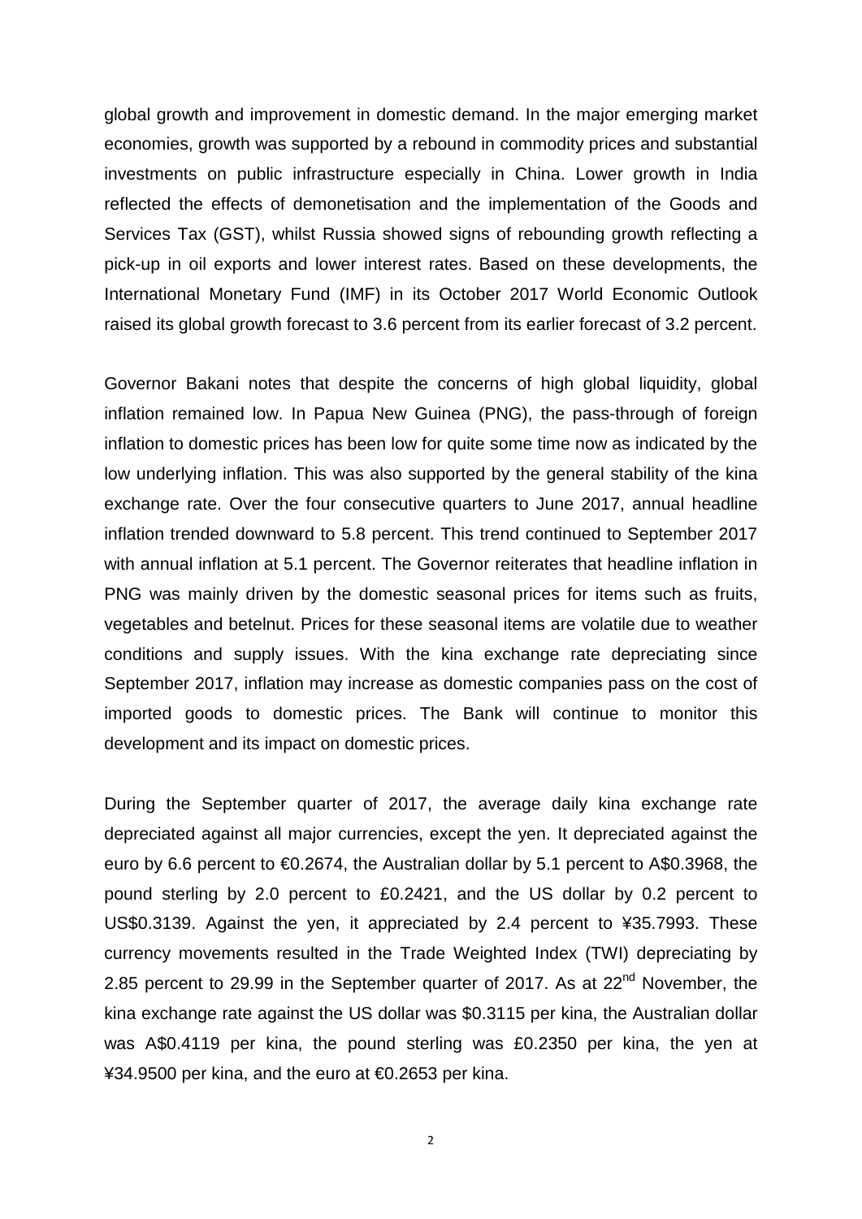global growth and improvement in domestic demand. In the major emerging market economies, growth was supported by a rebound in commodity prices and substantial investments on public infrastructure especially in China. Lower growth in India reflected the effects of demonetisation and the implementation of the Goods and Services Tax (GST), whilst Russia showed signs of rebounding growth reflecting a pick-up in oil exports and lower interest rates. Based on these developments, the International Monetary Fund (IMF) in its October 2017 World Economic Outlook raised its global growth forecast to 3.6 percent from its earlier forecast of 3.2 percent.

Governor Bakani notes that despite the concerns of high global liquidity, global inflation remained low. In Papua New Guinea (PNG), the pass-through of foreign inflation to domestic prices has been low for quite some time now as indicated by the low underlying inflation. This was also supported by the general stability of the kina exchange rate. Over the four consecutive quarters to June 2017, annual headline inflation trended downward to 5.8 percent. This trend continued to September 2017 with annual inflation at 5.1 percent. The Governor reiterates that headline inflation in PNG was mainly driven by the domestic seasonal prices for items such as fruits, vegetables and betelnut. Prices for these seasonal items are volatile due to weather conditions and supply issues. With the kina exchange rate depreciating since September 2017, inflation may increase as domestic companies pass on the cost of imported goods to domestic prices. The Bank will continue to monitor this development and its impact on domestic prices.

During the September quarter of 2017, the average daily kina exchange rate depreciated against all major currencies, except the yen. It depreciated against the euro by 6.6 percent to €0.2674, the Australian dollar by 5.1 percent to A$0.3968, the pound sterling by 2.0 percent to £0.2421, and the US dollar by 0.2 percent to US$0.3139. Against the yen, it appreciated by 2.4 percent to ¥35.7993. These currency movements resulted in the Trade Weighted Index (TWI) depreciating by 2.85 percent to 29.99 in the September quarter of 2017. As at 22nd November, the kina exchange rate against the US dollar was $0.3115 per kina, the Australian dollar was A$0.4119 per kina, the pound sterling was £0.2350 per kina, the yen at ¥34.9500 per kina, and the euro at €0.2653 per kina.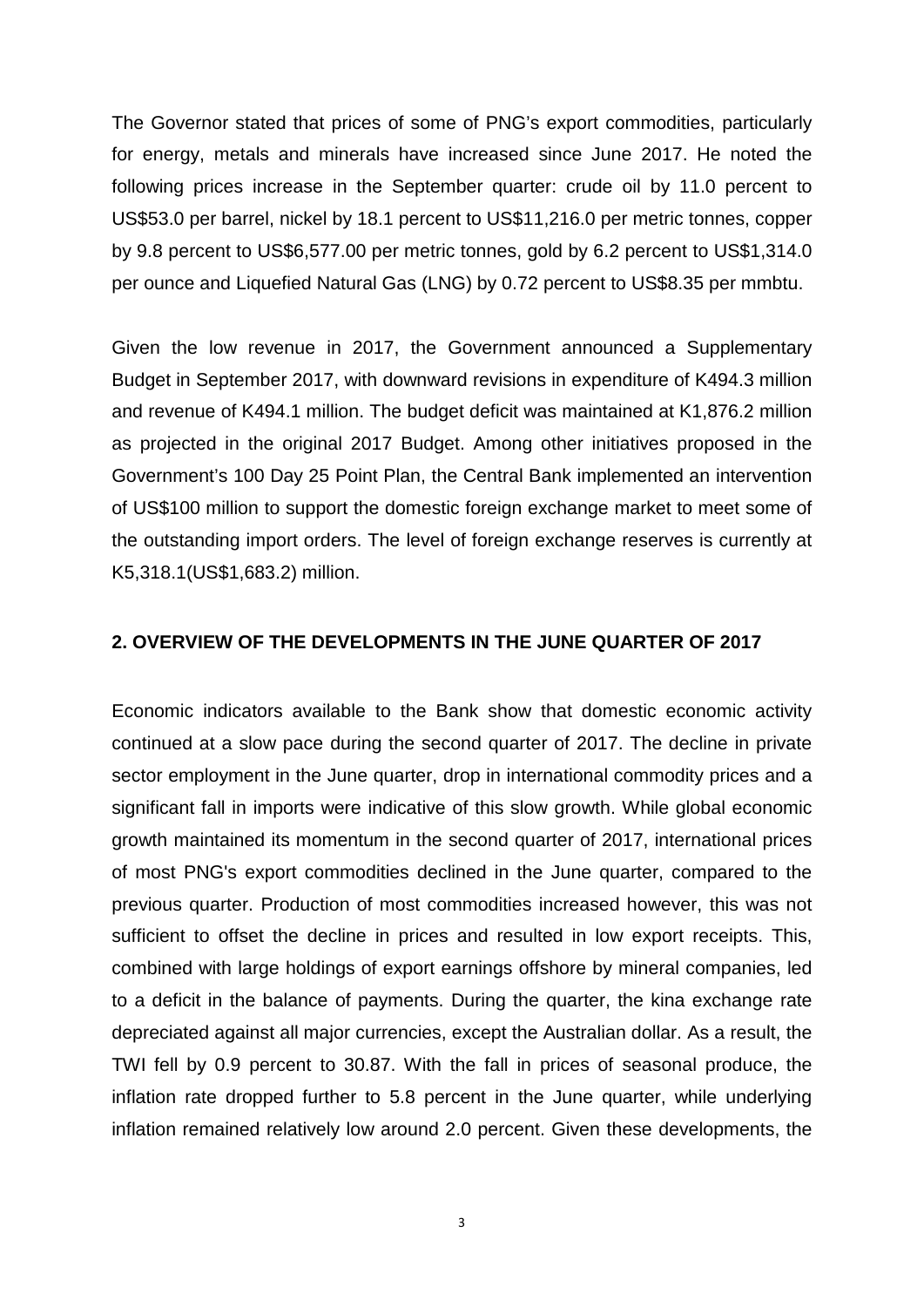The Governor stated that prices of some of PNG's export commodities, particularly for energy, metals and minerals have increased since June 2017. He noted the following prices increase in the September quarter: crude oil by 11.0 percent to US$53.0 per barrel, nickel by 18.1 percent to US$11,216.0 per metric tonnes, copper by 9.8 percent to US$6,577.00 per metric tonnes, gold by 6.2 percent to US$1,314.0 per ounce and Liquefied Natural Gas (LNG) by 0.72 percent to US$8.35 per mmbtu.

Given the low revenue in 2017, the Government announced a Supplementary Budget in September 2017, with downward revisions in expenditure of K494.3 million and revenue of K494.1 million. The budget deficit was maintained at K1,876.2 million as projected in the original 2017 Budget. Among other initiatives proposed in the Government's 100 Day 25 Point Plan, the Central Bank implemented an intervention of US$100 million to support the domestic foreign exchange market to meet some of the outstanding import orders. The level of foreign exchange reserves is currently at K5,318.1(US$1,683.2) million.

## 2. OVERVIEW OF THE DEVELOPMENTS IN THE JUNE QUARTER OF 2017

Economic indicators available to the Bank show that domestic economic activity continued at a slow pace during the second quarter of 2017. The decline in private sector employment in the June quarter, drop in international commodity prices and a significant fall in imports were indicative of this slow growth. While global economic growth maintained its momentum in the second quarter of 2017, international prices of most PNG's export commodities declined in the June quarter, compared to the previous quarter. Production of most commodities increased however, this was not sufficient to offset the decline in prices and resulted in low export receipts. This, combined with large holdings of export earnings offshore by mineral companies, led to a deficit in the balance of payments. During the quarter, the kina exchange rate depreciated against all major currencies, except the Australian dollar. As a result, the TWI fell by 0.9 percent to 30.87. With the fall in prices of seasonal produce, the inflation rate dropped further to 5.8 percent in the June quarter, while underlying inflation remained relatively low around 2.0 percent. Given these developments, the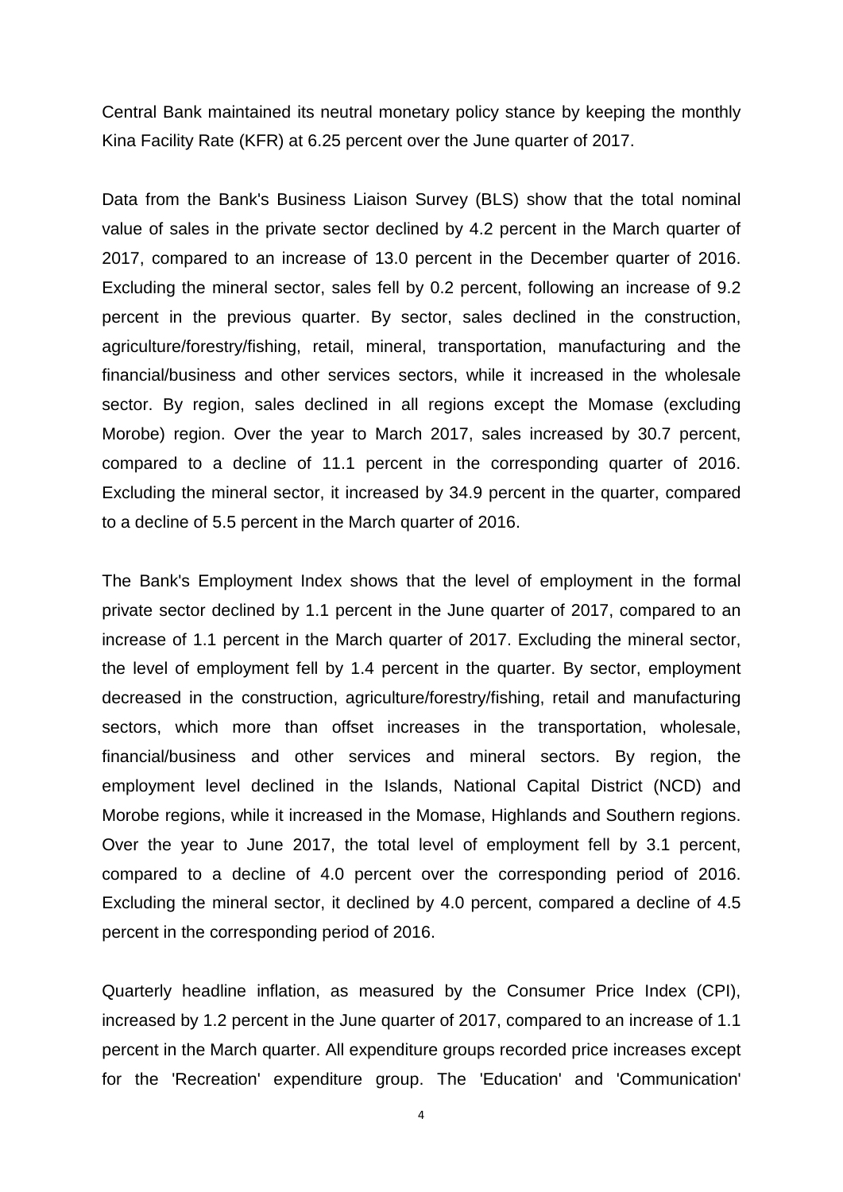Central Bank maintained its neutral monetary policy stance by keeping the monthly Kina Facility Rate (KFR) at 6.25 percent over the June quarter of 2017.

Data from the Bank's Business Liaison Survey (BLS) show that the total nominal value of sales in the private sector declined by 4.2 percent in the March quarter of 2017, compared to an increase of 13.0 percent in the December quarter of 2016. Excluding the mineral sector, sales fell by 0.2 percent, following an increase of 9.2 percent in the previous quarter. By sector, sales declined in the construction, agriculture/forestry/fishing, retail, mineral, transportation, manufacturing and the financial/business and other services sectors, while it increased in the wholesale sector. By region, sales declined in all regions except the Momase (excluding Morobe) region. Over the year to March 2017, sales increased by 30.7 percent, compared to a decline of 11.1 percent in the corresponding quarter of 2016. Excluding the mineral sector, it increased by 34.9 percent in the quarter, compared to a decline of 5.5 percent in the March quarter of 2016.

The Bank's Employment Index shows that the level of employment in the formal private sector declined by 1.1 percent in the June quarter of 2017, compared to an increase of 1.1 percent in the March quarter of 2017. Excluding the mineral sector, the level of employment fell by 1.4 percent in the quarter. By sector, employment decreased in the construction, agriculture/forestry/fishing, retail and manufacturing sectors, which more than offset increases in the transportation, wholesale, financial/business and other services and mineral sectors. By region, the employment level declined in the Islands, National Capital District (NCD) and Morobe regions, while it increased in the Momase, Highlands and Southern regions. Over the year to June 2017, the total level of employment fell by 3.1 percent, compared to a decline of 4.0 percent over the corresponding period of 2016. Excluding the mineral sector, it declined by 4.0 percent, compared a decline of 4.5 percent in the corresponding period of 2016.

Quarterly headline inflation, as measured by the Consumer Price Index (CPI), increased by 1.2 percent in the June quarter of 2017, compared to an increase of 1.1 percent in the March quarter. All expenditure groups recorded price increases except for the 'Recreation' expenditure group. The 'Education' and 'Communication'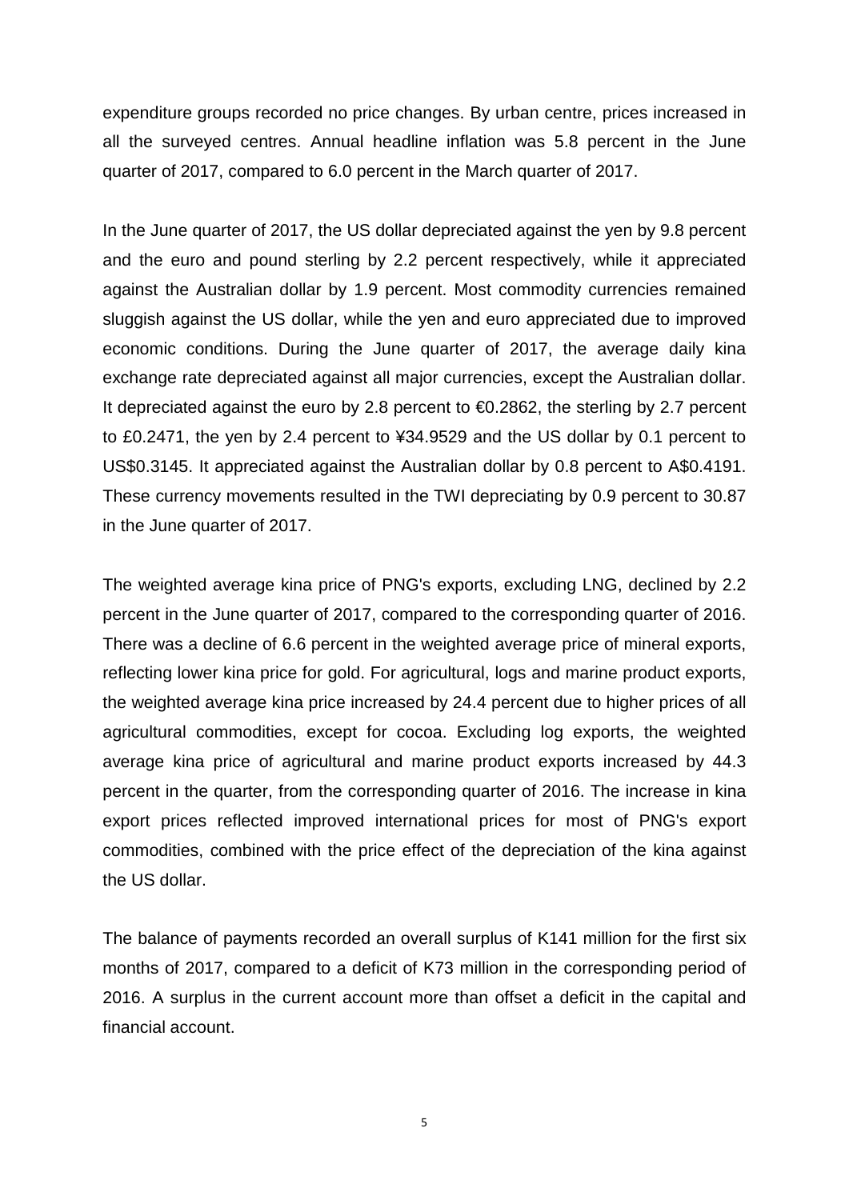expenditure groups recorded no price changes. By urban centre, prices increased in all the surveyed centres. Annual headline inflation was 5.8 percent in the June quarter of 2017, compared to 6.0 percent in the March quarter of 2017.

In the June quarter of 2017, the US dollar depreciated against the yen by 9.8 percent and the euro and pound sterling by 2.2 percent respectively, while it appreciated against the Australian dollar by 1.9 percent. Most commodity currencies remained sluggish against the US dollar, while the yen and euro appreciated due to improved economic conditions. During the June quarter of 2017, the average daily kina exchange rate depreciated against all major currencies, except the Australian dollar. It depreciated against the euro by 2.8 percent to €0.2862, the sterling by 2.7 percent to £0.2471, the yen by 2.4 percent to ¥34.9529 and the US dollar by 0.1 percent to US$0.3145. It appreciated against the Australian dollar by 0.8 percent to A$0.4191. These currency movements resulted in the TWI depreciating by 0.9 percent to 30.87 in the June quarter of 2017.

The weighted average kina price of PNG's exports, excluding LNG, declined by 2.2 percent in the June quarter of 2017, compared to the corresponding quarter of 2016. There was a decline of 6.6 percent in the weighted average price of mineral exports, reflecting lower kina price for gold. For agricultural, logs and marine product exports, the weighted average kina price increased by 24.4 percent due to higher prices of all agricultural commodities, except for cocoa. Excluding log exports, the weighted average kina price of agricultural and marine product exports increased by 44.3 percent in the quarter, from the corresponding quarter of 2016. The increase in kina export prices reflected improved international prices for most of PNG's export commodities, combined with the price effect of the depreciation of the kina against the US dollar.

The balance of payments recorded an overall surplus of K141 million for the first six months of 2017, compared to a deficit of K73 million in the corresponding period of 2016. A surplus in the current account more than offset a deficit in the capital and financial account.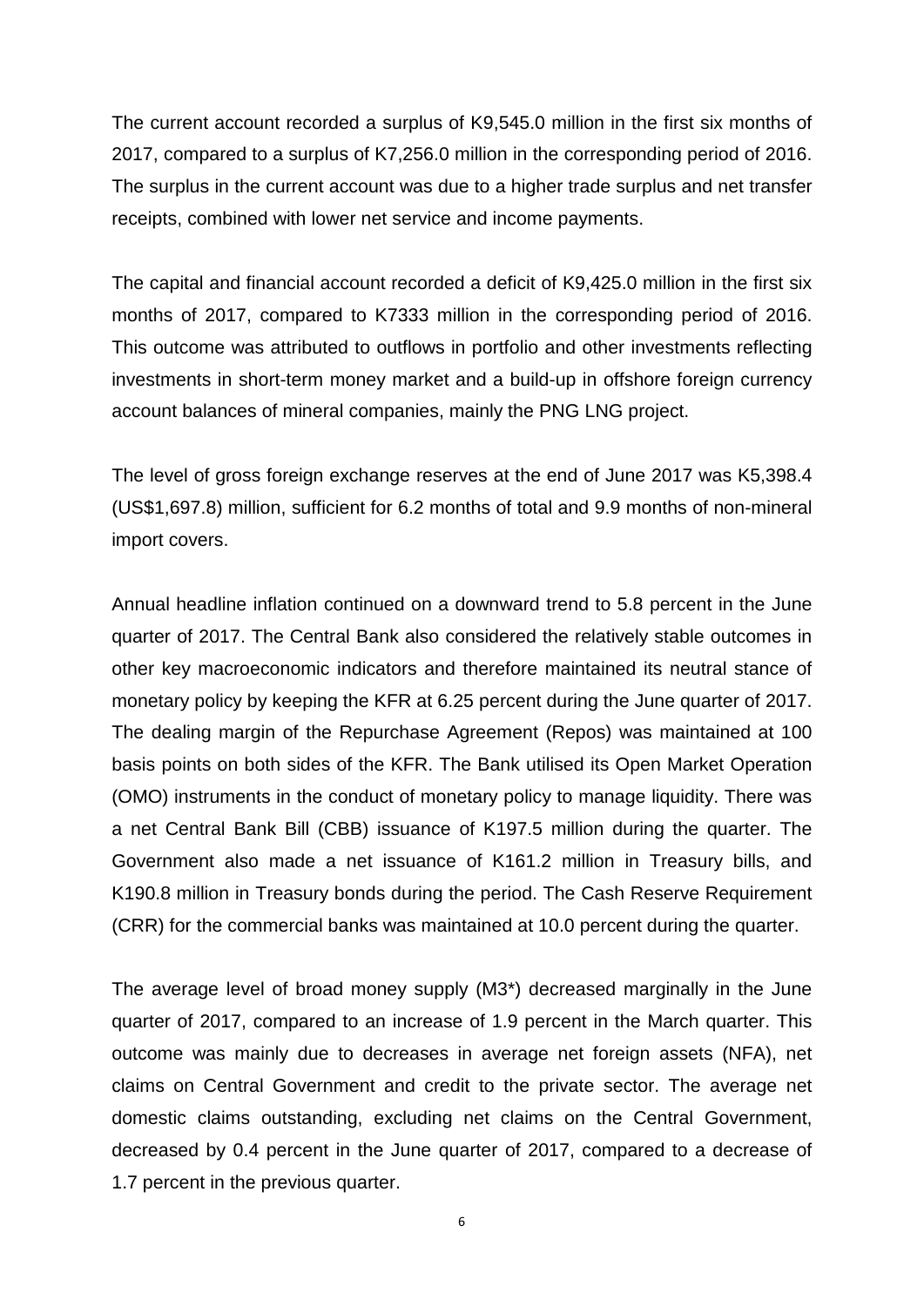The current account recorded a surplus of K9,545.0 million in the first six months of 2017, compared to a surplus of K7,256.0 million in the corresponding period of 2016. The surplus in the current account was due to a higher trade surplus and net transfer receipts, combined with lower net service and income payments.

The capital and financial account recorded a deficit of K9,425.0 million in the first six months of 2017, compared to K7333 million in the corresponding period of 2016. This outcome was attributed to outflows in portfolio and other investments reflecting investments in short-term money market and a build-up in offshore foreign currency account balances of mineral companies, mainly the PNG LNG project.

The level of gross foreign exchange reserves at the end of June 2017 was K5,398.4 (US$1,697.8) million, sufficient for 6.2 months of total and 9.9 months of non-mineral import covers.

Annual headline inflation continued on a downward trend to 5.8 percent in the June quarter of 2017. The Central Bank also considered the relatively stable outcomes in other key macroeconomic indicators and therefore maintained its neutral stance of monetary policy by keeping the KFR at 6.25 percent during the June quarter of 2017. The dealing margin of the Repurchase Agreement (Repos) was maintained at 100 basis points on both sides of the KFR. The Bank utilised its Open Market Operation (OMO) instruments in the conduct of monetary policy to manage liquidity. There was a net Central Bank Bill (CBB) issuance of K197.5 million during the quarter. The Government also made a net issuance of K161.2 million in Treasury bills, and K190.8 million in Treasury bonds during the period. The Cash Reserve Requirement (CRR) for the commercial banks was maintained at 10.0 percent during the quarter.

The average level of broad money supply (M3*) decreased marginally in the June quarter of 2017, compared to an increase of 1.9 percent in the March quarter. This outcome was mainly due to decreases in average net foreign assets (NFA), net claims on Central Government and credit to the private sector. The average net domestic claims outstanding, excluding net claims on the Central Government, decreased by 0.4 percent in the June quarter of 2017, compared to a decrease of 1.7 percent in the previous quarter.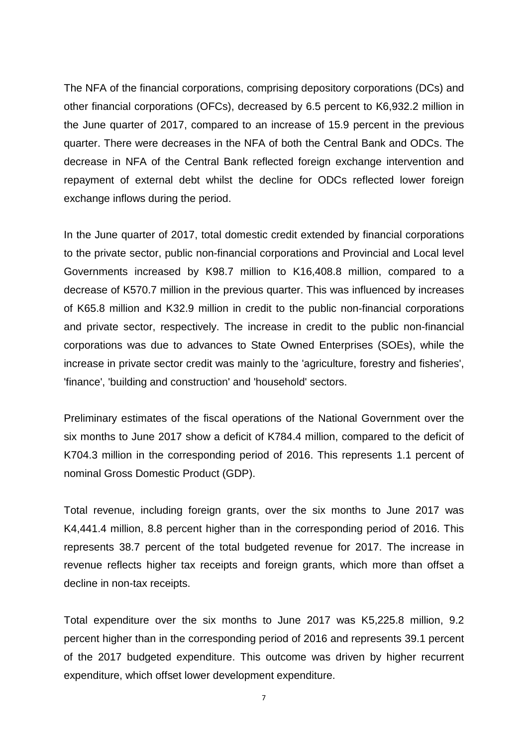The NFA of the financial corporations, comprising depository corporations (DCs) and other financial corporations (OFCs), decreased by 6.5 percent to K6,932.2 million in the June quarter of 2017, compared to an increase of 15.9 percent in the previous quarter. There were decreases in the NFA of both the Central Bank and ODCs. The decrease in NFA of the Central Bank reflected foreign exchange intervention and repayment of external debt whilst the decline for ODCs reflected lower foreign exchange inflows during the period.

In the June quarter of 2017, total domestic credit extended by financial corporations to the private sector, public non-financial corporations and Provincial and Local level Governments increased by K98.7 million to K16,408.8 million, compared to a decrease of K570.7 million in the previous quarter. This was influenced by increases of K65.8 million and K32.9 million in credit to the public non-financial corporations and private sector, respectively. The increase in credit to the public non-financial corporations was due to advances to State Owned Enterprises (SOEs), while the increase in private sector credit was mainly to the 'agriculture, forestry and fisheries', 'finance', 'building and construction' and 'household' sectors.

Preliminary estimates of the fiscal operations of the National Government over the six months to June 2017 show a deficit of K784.4 million, compared to the deficit of K704.3 million in the corresponding period of 2016. This represents 1.1 percent of nominal Gross Domestic Product (GDP).

Total revenue, including foreign grants, over the six months to June 2017 was K4,441.4 million, 8.8 percent higher than in the corresponding period of 2016. This represents 38.7 percent of the total budgeted revenue for 2017. The increase in revenue reflects higher tax receipts and foreign grants, which more than offset a decline in non-tax receipts.

Total expenditure over the six months to June 2017 was K5,225.8 million, 9.2 percent higher than in the corresponding period of 2016 and represents 39.1 percent of the 2017 budgeted expenditure. This outcome was driven by higher recurrent expenditure, which offset lower development expenditure.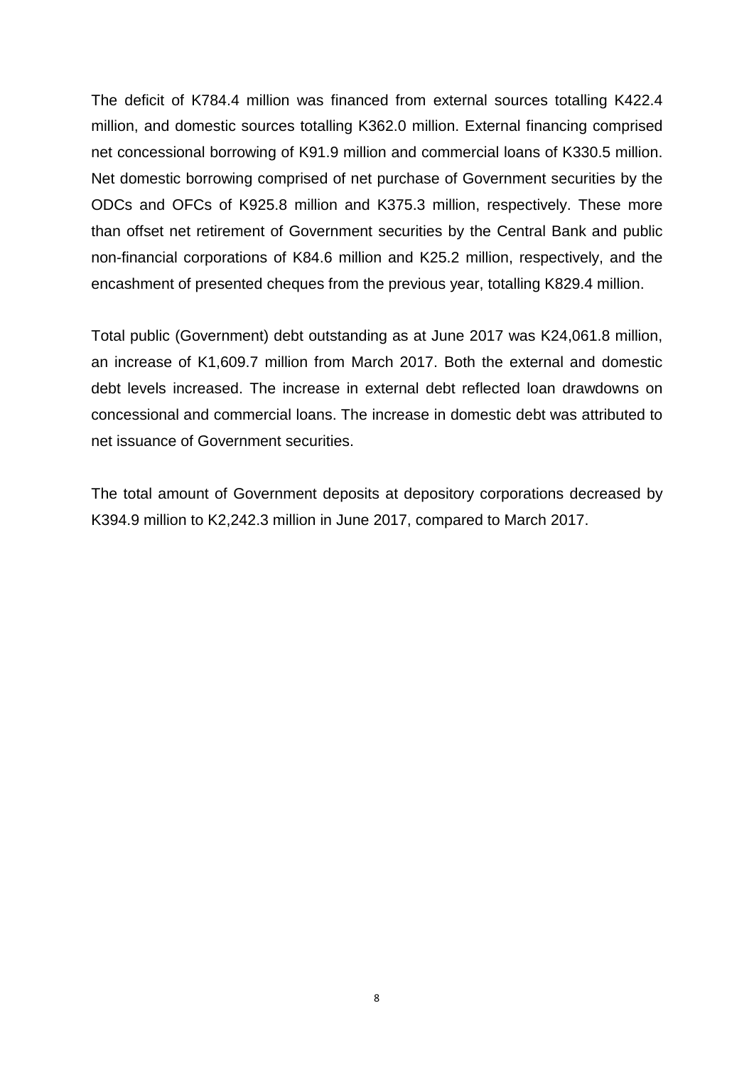The deficit of K784.4 million was financed from external sources totalling K422.4 million, and domestic sources totalling K362.0 million. External financing comprised net concessional borrowing of K91.9 million and commercial loans of K330.5 million. Net domestic borrowing comprised of net purchase of Government securities by the ODCs and OFCs of K925.8 million and K375.3 million, respectively. These more than offset net retirement of Government securities by the Central Bank and public non-financial corporations of K84.6 million and K25.2 million, respectively, and the encashment of presented cheques from the previous year, totalling K829.4 million.

Total public (Government) debt outstanding as at June 2017 was K24,061.8 million, an increase of K1,609.7 million from March 2017. Both the external and domestic debt levels increased. The increase in external debt reflected loan drawdowns on concessional and commercial loans. The increase in domestic debt was attributed to net issuance of Government securities.

The total amount of Government deposits at depository corporations decreased by K394.9 million to K2,242.3 million in June 2017, compared to March 2017.